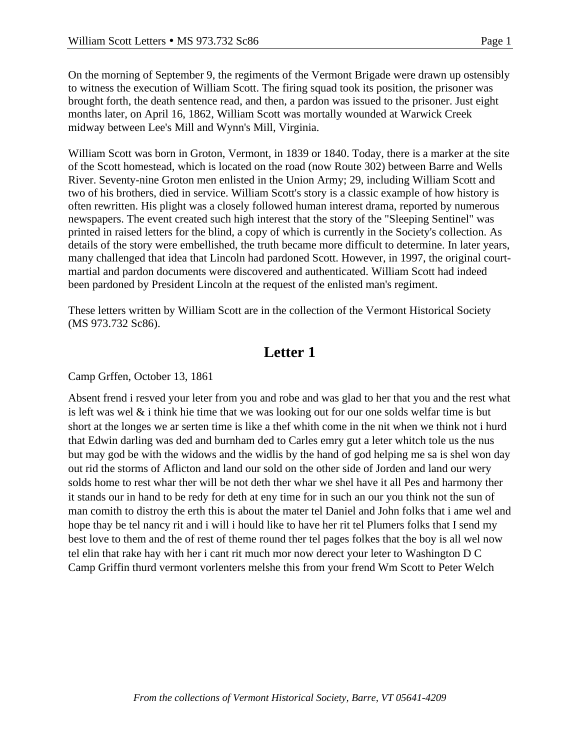On the morning of September 9, the regiments of the Vermont Brigade were drawn up ostensibly to witness the execution of William Scott. The firing squad took its position, the prisoner was brought forth, the death sentence read, and then, a pardon was issued to the prisoner. Just eight months later, on April 16, 1862, William Scott was mortally wounded at Warwick Creek midway between Lee's Mill and Wynn's Mill, Virginia.

William Scott was born in Groton, Vermont, in 1839 or 1840. Today, there is a marker at the site of the Scott homestead, which is located on the road (now Route 302) between Barre and Wells River. Seventy-nine Groton men enlisted in the Union Army; 29, including William Scott and two of his brothers, died in service. William Scott's story is a classic example of how history is often rewritten. His plight was a closely followed human interest drama, reported by numerous newspapers. The event created such high interest that the story of the "Sleeping Sentinel" was printed in raised letters for the blind, a copy of which is currently in the Society's collection. As details of the story were embellished, the truth became more difficult to determine. In later years, many challenged that idea that Lincoln had pardoned Scott. However, in 1997, the original court-martial and pardon documents were discovered and authenticated. William Scott had indeed been pardoned by President Lincoln at the request of the enlisted man's regiment.

These letters written by William Scott are in the collection of the Vermont Historical Society (MS 973.732 Sc86).

## Letter 1

Camp Grffen, October 13, 1861

Absent frend i resved your leter from you and robe and was glad to her that you and the rest what is left was wel & i think hie time that we was looking out for our one solds welfar time is but short at the longes we ar serten time is like a thef whith come in the nit when we think not i hurd that Edwin darling was ded and burnham ded to Carles emry gut a leter whitch tole us the nus but may god be with the widows and the widlis by the hand of god helping me sa is shel won day out rid the storms of Aflicton and land our sold on the other side of Jorden and land our wery solds home to rest whar ther will be not deth ther whar we shel have it all Pes and harmony ther it stands our in hand to be redy for deth at eny time for in such an our you think not the sun of man comith to distroy the erth this is about the mater tel Daniel and John folks that i ame wel and hope thay be tel nancy rit and i will i hould like to have her rit tel Plumers folks that I send my best love to them and the of rest of theme round ther tel pages folkes that the boy is all wel now tel elin that rake hay with her i cant rit much mor now derect your leter to Washington D C Camp Griffin thurd vermont vorlenters melshe this from your frend Wm Scott to Peter Welch

*From the collections of Vermont Historical Society, Barre, VT 05641-4209*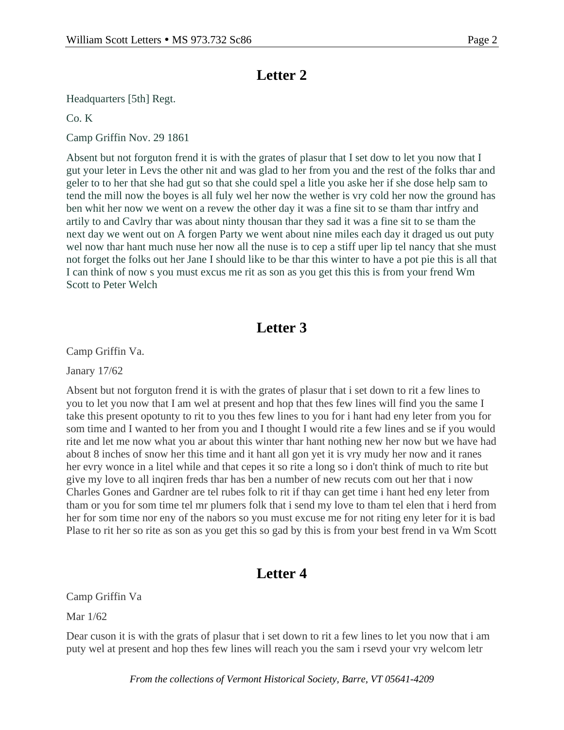## Letter 2

Headquarters [5th] Regt.

Co. K

Camp Griffin Nov. 29 1861

Absent but not forguton frend it is with the grates of plasur that I set dow to let you now that I gut your leter in Levs the other nit and was glad to her from you and the rest of the folks thar and geler to to her that she had gut so that she could spel a litle you aske her if she dose help sam to tend the mill now the boyes is all fuly wel her now the wether is vry cold her now the ground has ben whit her now we went on a revew the other day it was a fine sit to se tham thar intfry and artily to and Cavlry thar was about ninty thousan thar they sad it was a fine sit to se tham the next day we went out on A forgen Party we went about nine miles each day it draged us out puty wel now thar hant much nuse her now all the nuse is to cep a stiff uper lip tel nancy that she must not forget the folks out her Jane I should like to be thar this winter to have a pot pie this is all that I can think of now s you must excus me rit as son as you get this this is from your frend Wm Scott to Peter Welch

## Letter 3

Camp Griffin Va.

Janary 17/62

Absent but not forguton frend it is with the grates of plasur that i set down to rit a few lines to you to let you now that I am wel at present and hop that thes few lines will find you the same I take this present opotunty to rit to you thes few lines to you for i hant had eny leter from you for som time and I wanted to her from you and I thought I would rite a few lines and se if you would rite and let me now what you ar about this winter thar hant nothing new her now but we have had about 8 inches of snow her this time and it hant all gon yet it is vry mudy her now and it ranes her evry wonce in a litel while and that cepes it so rite a long so i don't think of much to rite but give my love to all inqiren freds thar has ben a number of new recuts com out her that i now Charles Gones and Gardner are tel rubes folk to rit if thay can get time i hant hed eny leter from tham or you for som time tel mr plumers folk that i send my love to tham tel elen that i herd from her for som time nor eny of the nabors so you must excuse me for not riting eny leter for it is bad Plase to rit her so rite as son as you get this so gad by this is from your best frend in va Wm Scott

## Letter 4

Camp Griffin Va

Mar 1/62

Dear cuson it is with the grats of plasur that i set down to rit a few lines to let you now that i am puty wel at present and hop thes few lines will reach you the sam i rsevd your vry welcom letr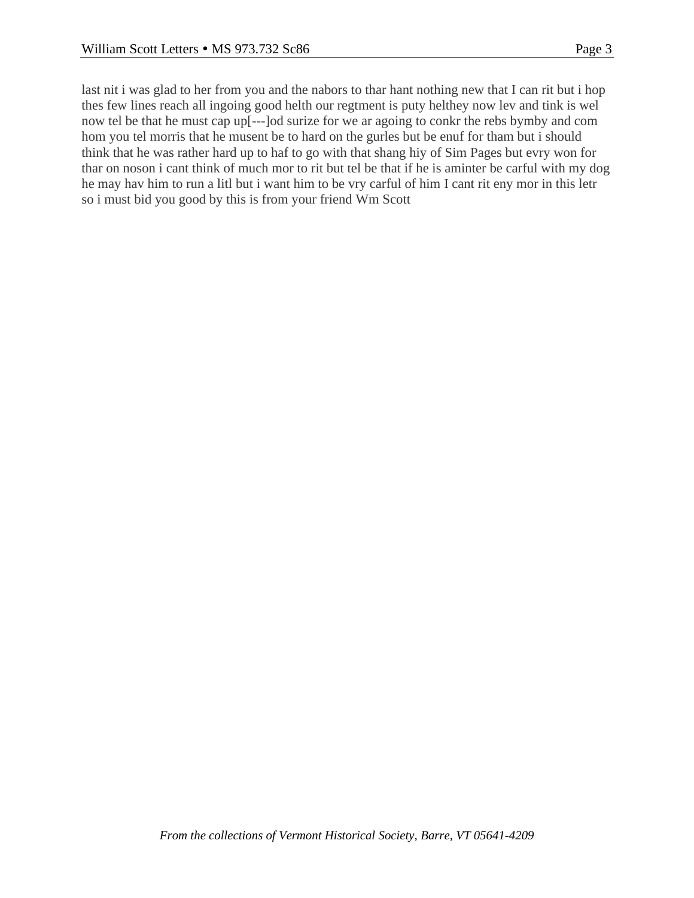last nit i was glad to her from you and the nabors to thar hant nothing new that I can rit but i hop thes few lines reach all ingoing good helth our regtment is puty helthey now lev and tink is wel now tel be that he must cap up[---]od surize for we ar agoing to conkr the rebs bymby and com hom you tel morris that he musent be to hard on the gurles but be enuf for tham but i should think that he was rather hard up to haf to go with that shang hiy of Sim Pages but evry won for thar on noson i cant think of much mor to rit but tel be that if he is aminter be carful with my dog he may hav him to run a litl but i want him to be vry carful of him I cant rit eny mor in this letr so i must bid you good by this is from your friend Wm Scott